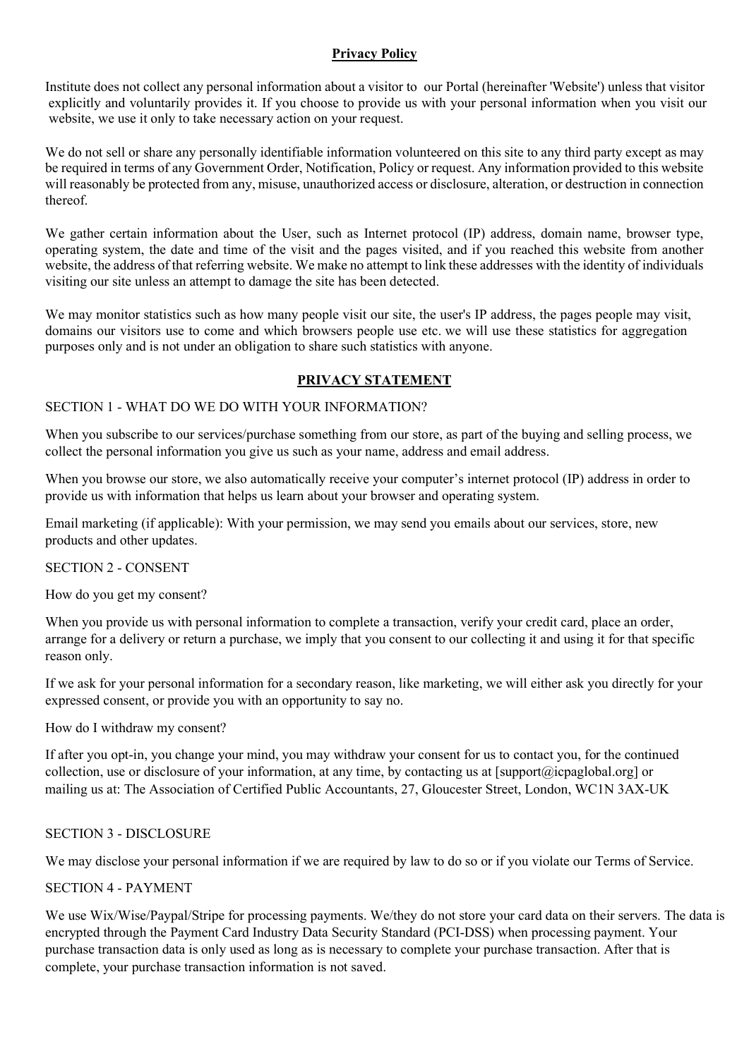# Privacy Policy

Institute does not collect any personal information about a visitor to our Portal (hereinafter 'Website') unless that visitor explicitly and voluntarily provides it. If you choose to provide us with your personal information when you visit our website, we use it only to take necessary action on your request.

We do not sell or share any personally identifiable information volunteered on this site to any third party except as may be required in terms of any Government Order, Notification, Policy or request. Any information provided to this website will reasonably be protected from any, misuse, unauthorized access or disclosure, alteration, or destruction in connection thereof.

We gather certain information about the User, such as Internet protocol (IP) address, domain name, browser type, operating system, the date and time of the visit and the pages visited, and if you reached this website from another website, the address of that referring website. We make no attempt to link these addresses with the identity of individuals visiting our site unless an attempt to damage the site has been detected.

We may monitor statistics such as how many people visit our site, the user's IP address, the pages people may visit, domains our visitors use to come and which browsers people use etc. we will use these statistics for aggregation purposes only and is not under an obligation to share such statistics with anyone.

## PRIVACY STATEMENT

### SECTION 1 - WHAT DO WE DO WITH YOUR INFORMATION?

When you subscribe to our services/purchase something from our store, as part of the buying and selling process, we collect the personal information you give us such as your name, address and email address.

When you browse our store, we also automatically receive your computer's internet protocol (IP) address in order to provide us with information that helps us learn about your browser and operating system.

Email marketing (if applicable): With your permission, we may send you emails about our services, store, new products and other updates.

### SECTION 2 - CONSENT

How do you get my consent?

When you provide us with personal information to complete a transaction, verify your credit card, place an order, arrange for a delivery or return a purchase, we imply that you consent to our collecting it and using it for that specific reason only.

If we ask for your personal information for a secondary reason, like marketing, we will either ask you directly for your expressed consent, or provide you with an opportunity to say no.

How do I withdraw my consent?

If after you opt-in, you change your mind, you may withdraw your consent for us to contact you, for the continued collection, use or disclosure of your information, at any time, by contacting us at [support@icpaglobal.org] or mailing us at: The Association of Certified Public Accountants, 27, Gloucester Street, London, WC1N 3AX-UK

### SECTION 3 - DISCLOSURE

We may disclose your personal information if we are required by law to do so or if you violate our Terms of Service.

### SECTION 4 - PAYMENT

We use Wix/Wise/Paypal/Stripe for processing payments. We/they do not store your card data on their servers. The data is encrypted through the Payment Card Industry Data Security Standard (PCI-DSS) when processing payment. Your purchase transaction data is only used as long as is necessary to complete your purchase transaction. After that is complete, your purchase transaction information is not saved.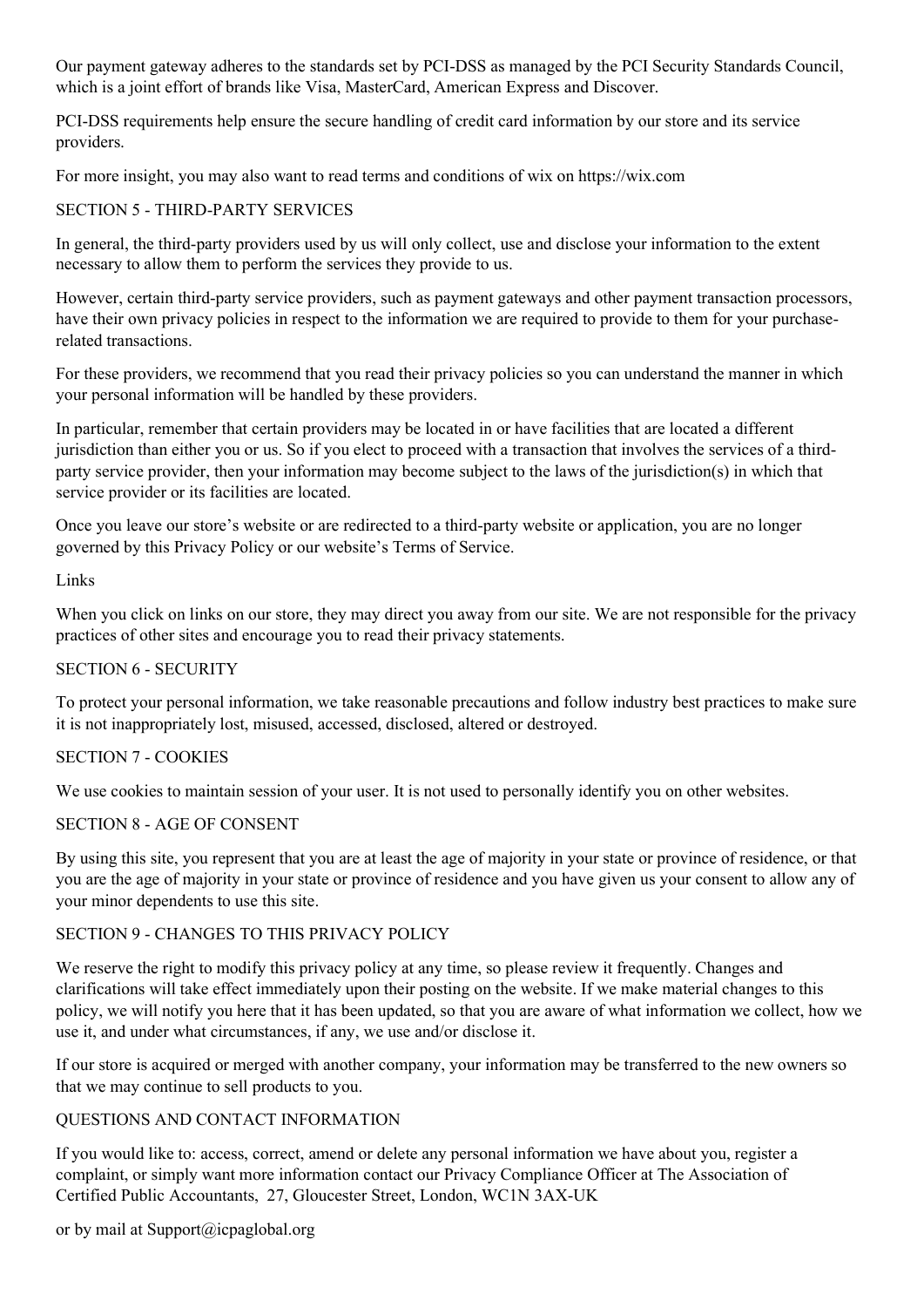Our payment gateway adheres to the standards set by PCI-DSS as managed by the PCI Security Standards Council, which is a joint effort of brands like Visa, MasterCard, American Express and Discover.

PCI-DSS requirements help ensure the secure handling of credit card information by our store and its service providers.

For more insight, you may also want to read terms and conditions of wix on https://wix.com

## SECTION 5 - THIRD-PARTY SERVICES

In general, the third-party providers used by us will only collect, use and disclose your information to the extent necessary to allow them to perform the services they provide to us.

However, certain third-party service providers, such as payment gateways and other payment transaction processors, have their own privacy policies in respect to the information we are required to provide to them for your purchase-related transactions.

For these providers, we recommend that you read their privacy policies so you can understand the manner in which your personal information will be handled by these providers.

In particular, remember that certain providers may be located in or have facilities that are located a different jurisdiction than either you or us. So if you elect to proceed with a transaction that involves the services of a third-party service provider, then your information may become subject to the laws of the jurisdiction(s) in which that service provider or its facilities are located.

Once you leave our store's website or are redirected to a third-party website or application, you are no longer governed by this Privacy Policy or our website's Terms of Service.

### Links

When you click on links on our store, they may direct you away from our site. We are not responsible for the privacy practices of other sites and encourage you to read their privacy statements.

## SECTION 6 - SECURITY

To protect your personal information, we take reasonable precautions and follow industry best practices to make sure it is not inappropriately lost, misused, accessed, disclosed, altered or destroyed.

## SECTION 7 - COOKIES

We use cookies to maintain session of your user. It is not used to personally identify you on other websites.

## SECTION 8 - AGE OF CONSENT

By using this site, you represent that you are at least the age of majority in your state or province of residence, or that you are the age of majority in your state or province of residence and you have given us your consent to allow any of your minor dependents to use this site.

## SECTION 9 - CHANGES TO THIS PRIVACY POLICY

We reserve the right to modify this privacy policy at any time, so please review it frequently. Changes and clarifications will take effect immediately upon their posting on the website. If we make material changes to this policy, we will notify you here that it has been updated, so that you are aware of what information we collect, how we use it, and under what circumstances, if any, we use and/or disclose it.

If our store is acquired or merged with another company, your information may be transferred to the new owners so that we may continue to sell products to you.

## QUESTIONS AND CONTACT INFORMATION

If you would like to: access, correct, amend or delete any personal information we have about you, register a complaint, or simply want more information contact our Privacy Compliance Officer at The Association of Certified Public Accountants, 27, Gloucester Street, London, WC1N 3AX-UK

or by mail at Support@icpaglobal.org